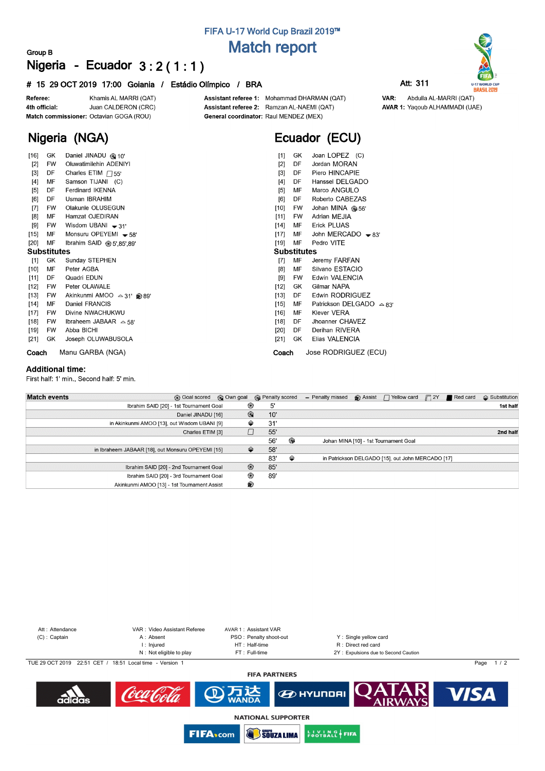# FIFA U-17 World Cup Brazil 2019™

## Match report

Group B

## Nigeria - Ecuador 3 : 2 ( 1 : 1 )

**# 15 29 OCT 2019 17:00 Goiania / Estádio Olímpico / BRA**

Att: 311

| | | | | | |
|---|---|---|---|---|---|
| **Referee:** | Khamis AL MARRI (QAT) | **Assistant referee 1:** | Mohammad DHARMAN (QAT) | **VAR:** | Abdulla AL-MARRI (QAT) |
| **4th official:** | Juan CALDERON (CRC) | **Assistant referee 2:** | Ramzan AL-NAEMI (QAT) | **AVAR 1:** | Yaqoub ALHAMMADI (UAE) |
| **Match commissioner:** | Octavian GOGA (ROU) | **General coordinator:** | Raul MENDEZ (MEX) | | |

## Nigeria (NGA)

| # | Pos | Name | Events |
|---|---|---|---|
| [16] | GK | Daniel JINADU | Own goal 10' |
| [2] | FW | Oluwatimilehin ADENIYI | |
| [3] | DF | Charles ETIM | Yellow card 55' |
| [4] | MF | Samson TIJANI (C) | |
| [5] | DF | Ferdinard IKENNA | |
| [6] | DF | Usman IBRAHIM | |
| [7] | FW | Olakunle OLUSEGUN | |
| [8] | MF | Hamzat OJEDIRAN | |
| [9] | FW | Wisdom UBANI | Out 31' |
| [15] | MF | Monsuru OPEYEMI | Out 58' |
| [20] | MF | Ibrahim SAID | Goal 5',85',89' |

**Substitutes**

| # | Pos | Name | Events |
|---|---|---|---|
| [1] | GK | Sunday STEPHEN | |
| [10] | MF | Peter AGBA | |
| [11] | DF | Quadri EDUN | |
| [12] | FW | Peter OLAWALE | |
| [13] | FW | Akinkunmi AMOO | In 31', Assist 89' |
| [14] | MF | Daniel FRANCIS | |
| [17] | FW | Divine NWACHUKWU | |
| [18] | FW | Ibraheem JABAAR | In 58' |
| [19] | FW | Abba BICHI | |
| [21] | GK | Joseph OLUWABUSOLA | |

**Coach** Manu GARBA (NGA)

## Ecuador (ECU)

| # | Pos | Name | Events |
|---|---|---|---|
| [1] | GK | Joan LOPEZ (C) | |
| [2] | DF | Jordan MORAN | |
| [3] | DF | Piero HINCAPIE | |
| [4] | DF | Hanssel DELGADO | |
| [5] | MF | Marco ANGULO | |
| [6] | DF | Roberto CABEZAS | |
| [10] | FW | Johan MINA | Goal 56' |
| [11] | FW | Adrian MEJIA | |
| [14] | MF | Erick PLUAS | |
| [17] | MF | John MERCADO | Out 83' |
| [19] | MF | Pedro VITE | |

**Substitutes**

| # | Pos | Name | Events |
|---|---|---|---|
| [7] | MF | Jeremy FARFAN | |
| [8] | MF | Silvano ESTACIO | |
| [9] | FW | Edwin VALENCIA | |
| [12] | GK | Gilmar NAPA | |
| [13] | DF | Edwin RODRIGUEZ | |
| [15] | MF | Patrickson DELGADO | In 83' |
| [16] | MF | Klever VERA | |
| [18] | DF | Jhoanner CHAVEZ | |
| [20] | DF | Derihan RIVERA | |
| [21] | GK | Elias VALENCIA | |

**Coach** Jose RODRIGUEZ (ECU)

### Additional time:

First half: 1' min., Second half: 5' min.

**Match events**

Legend: Goal scored, Own goal, Penalty scored, Penalty missed, Assist, Yellow card, 2Y, Red card, Substitution

| Nigeria | Event | Minute | Event | Ecuador | |
|---|---|---|---|---|---|
| Ibrahim SAID [20] - 1st Tournament Goal | Goal scored | 5' | | | 1st half |
| Daniel JINADU [16] | Own goal | 10' | | | |
| in Akinkunmi AMOO [13], out Wisdom UBANI [9] | Substitution | 31' | | | |
| Charles ETIM [3] | Yellow card | 55' | | | 2nd half |
| | | 56' | Goal scored | Johan MINA [10] - 1st Tournament Goal | |
| in Ibraheem JABAAR [18], out Monsuru OPEYEMI [15] | Substitution | 58' | | | |
| | | 83' | Substitution | in Patrickson DELGADO [15], out John MERCADO [17] | |
| Ibrahim SAID [20] - 2nd Tournament Goal | Goal scored | 85' | | | |
| Ibrahim SAID [20] - 3rd Tournament Goal | Goal scored | 89' | | | |
| Akinkunmi AMOO [13] - 1st Tournament Assist | Assist | | | | |

Att : Attendance
(C) : Captain
VAR : Video Assistant Referee
A : Absent
I : Injured
N : Not eligible to play
AVAR 1 : Assistant VAR
PSO : Penalty shoot-out
HT : Half-time
FT : Full-time
Y : Single yellow card
R : Direct red card
2Y : Expulsions due to Second Caution

TUE 29 OCT 2019 22:51 CET / 18:51 Local time - Version 1

FIFA PARTNERS

NATIONAL SUPPORTER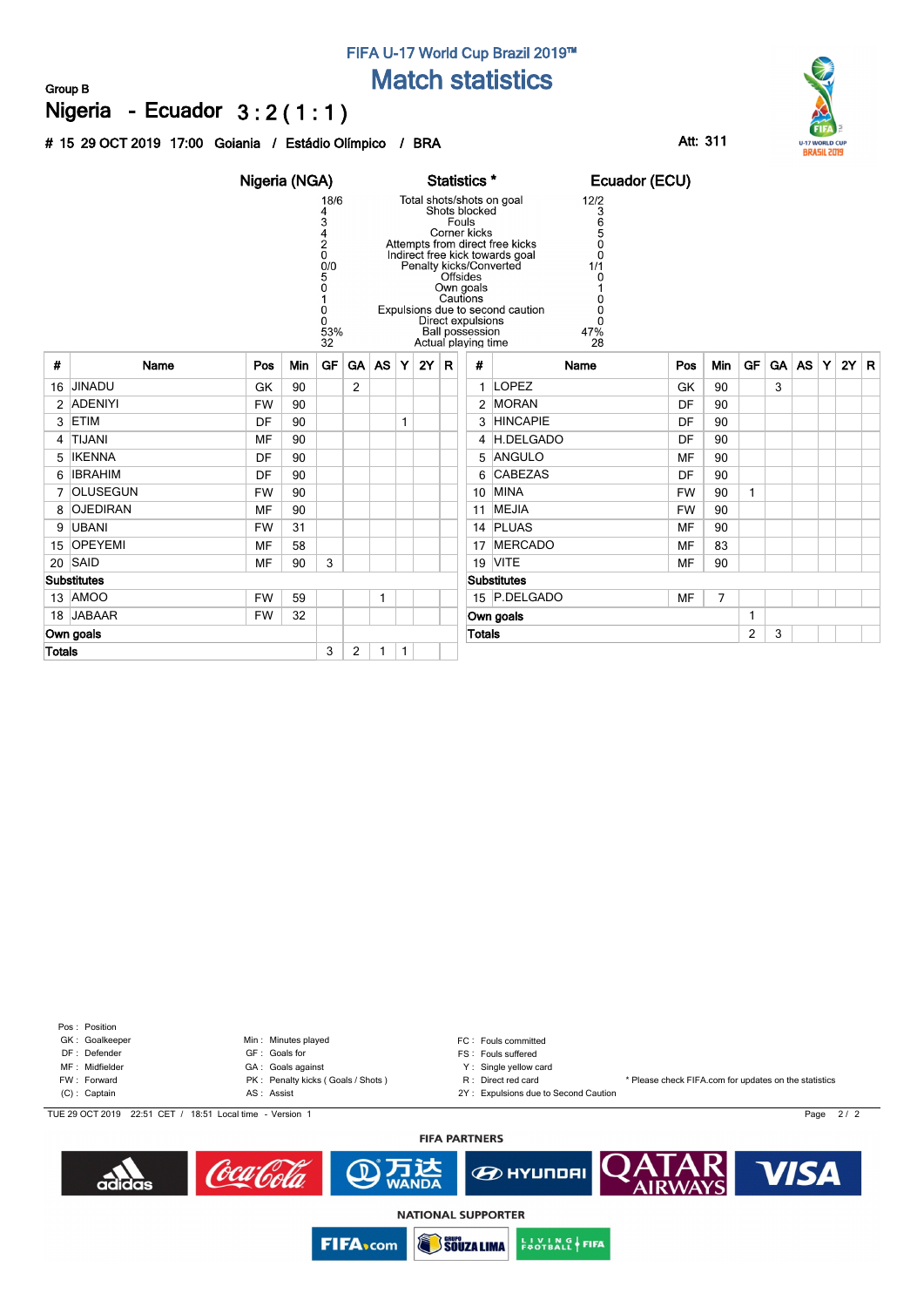FIFA U-17 World Cup Brazil 2019™

# Match statistics

Group B

## Nigeria - Ecuador 3 : 2 ( 1 : 1 )

# 15 29 OCT 2019 17:00 Goiania / Estádio Olímpico / BRA

Att: 311

| Nigeria (NGA) | Statistics * | Ecuador (ECU) |
|---|---|---|
| 18/6 | Total shots/shots on goal | 12/2 |
| 4 | Shots blocked | 3 |
| 3 | Fouls | 6 |
| 4 | Corner kicks | 5 |
| 2 | Attempts from direct free kicks | 0 |
| 0 | Indirect free kick towards goal | 0 |
| 0/0 | Penalty kicks/Converted | 1/1 |
| 5 | Offsides | 0 |
| 0 | Own goals | 1 |
| 1 | Cautions | 0 |
| 0 | Expulsions due to second caution | 0 |
| 0 | Direct expulsions | 0 |
| 53% | Ball possession | 47% |
| 32 | Actual playing time | 28 |

| # | Name | Pos | Min | GF | GA | AS | Y | 2Y | R |
|---|---|---|---|---|---|---|---|---|---|
| 16 | JINADU | GK | 90 | | 2 | | | | |
| 2 | ADENIYI | FW | 90 | | | | | | |
| 3 | ETIM | DF | 90 | | | | 1 | | |
| 4 | TIJANI | MF | 90 | | | | | | |
| 5 | IKENNA | DF | 90 | | | | | | |
| 6 | IBRAHIM | DF | 90 | | | | | | |
| 7 | OLUSEGUN | FW | 90 | | | | | | |
| 8 | OJEDIRAN | MF | 90 | | | | | | |
| 9 | UBANI | FW | 31 | | | | | | |
| 15 | OPEYEMI | MF | 58 | | | | | | |
| 20 | SAID | MF | 90 | 3 | | | | | |
| **Substitutes** | | | | | | | | | |
| 13 | AMOO | FW | 59 | | | 1 | | | |
| 18 | JABAAR | FW | 32 | | | | | | |
| **Own goals** | | | | | | | | | |
| **Totals** | | | | 3 | 2 | 1 | 1 | | |

| # | Name | Pos | Min | GF | GA | AS | Y | 2Y | R |
|---|---|---|---|---|---|---|---|---|---|
| 1 | LOPEZ | GK | 90 | | 3 | | | | |
| 2 | MORAN | DF | 90 | | | | | | |
| 3 | HINCAPIE | DF | 90 | | | | | | |
| 4 | H.DELGADO | DF | 90 | | | | | | |
| 5 | ANGULO | MF | 90 | | | | | | |
| 6 | CABEZAS | DF | 90 | | | | | | |
| 10 | MINA | FW | 90 | 1 | | | | | |
| 11 | MEJIA | FW | 90 | | | | | | |
| 14 | PLUAS | MF | 90 | | | | | | |
| 17 | MERCADO | MF | 83 | | | | | | |
| 19 | VITE | MF | 90 | | | | | | |
| **Substitutes** | | | | | | | | | |
| 15 | P.DELGADO | MF | 7 | | | | | | |
| **Own goals** | | | | 1 | | | | | |
| **Totals** | | | | 2 | 3 | | | | |

Pos : Position
GK : Goalkeeper
DF : Defender
MF : Midfielder
FW : Forward
(C) : Captain

Min : Minutes played
GF : Goals for
GA : Goals against
PK : Penalty kicks ( Goals / Shots )
AS : Assist

FC : Fouls committed
FS : Fouls suffered
Y : Single yellow card
R : Direct red card
2Y : Expulsions due to Second Caution

* Please check FIFA.com for updates on the statistics

TUE 29 OCT 2019 22:51 CET / 18:51 Local time - Version 1

FIFA PARTNERS

NATIONAL SUPPORTER